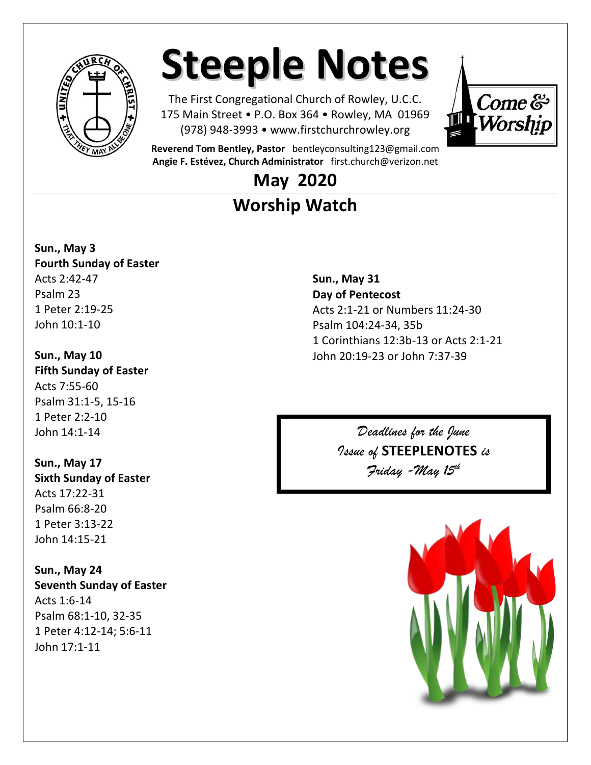# Steeple Notes

The First Congregational Church of Rowley, U.C.C.
175 Main Street • P.O. Box 364 • Rowley, MA 01969
(978) 948-3993 • www.firstchurchrowley.org

**Reverend Tom Bentley, Pastor** bentleyconsulting123@gmail.com
**Angie F. Estévez, Church Administrator** first.church@verizon.net

## May 2020

## Worship Watch

**Sun., May 3**
**Fourth Sunday of Easter**
Acts 2:42-47
Psalm 23
1 Peter 2:19-25
John 10:1-10

**Sun., May 10**
**Fifth Sunday of Easter**
Acts 7:55-60
Psalm 31:1-5, 15-16
1 Peter 2:2-10
John 14:1-14

**Sun., May 17**
**Sixth Sunday of Easter**
Acts 17:22-31
Psalm 66:8-20
1 Peter 3:13-22
John 14:15-21

**Sun., May 24**
**Seventh Sunday of Easter**
Acts 1:6-14
Psalm 68:1-10, 32-35
1 Peter 4:12-14; 5:6-11
John 17:1-11

**Sun., May 31**
**Day of Pentecost**
Acts 2:1-21 or Numbers 11:24-30
Psalm 104:24-34, 35b
1 Corinthians 12:3b-13 or Acts 2:1-21
John 20:19-23 or John 7:37-39

*Deadlines for the June Issue of* **STEEPLENOTES** *is Friday -May 15th*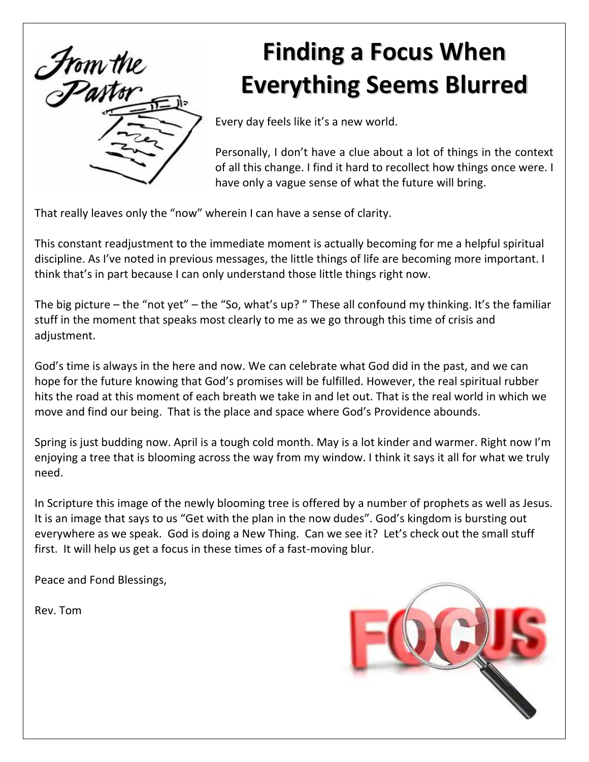# Finding a Focus When Everything Seems Blurred

Every day feels like it's a new world.

Personally, I don't have a clue about a lot of things in the context of all this change. I find it hard to recollect how things once were. I have only a vague sense of what the future will bring.

That really leaves only the "now" wherein I can have a sense of clarity.

This constant readjustment to the immediate moment is actually becoming for me a helpful spiritual discipline. As I've noted in previous messages, the little things of life are becoming more important. I think that's in part because I can only understand those little things right now.

The big picture – the "not yet" – the "So, what's up? " These all confound my thinking. It's the familiar stuff in the moment that speaks most clearly to me as we go through this time of crisis and adjustment.

God's time is always in the here and now. We can celebrate what God did in the past, and we can hope for the future knowing that God's promises will be fulfilled. However, the real spiritual rubber hits the road at this moment of each breath we take in and let out. That is the real world in which we move and find our being. That is the place and space where God's Providence abounds.

Spring is just budding now. April is a tough cold month. May is a lot kinder and warmer. Right now I'm enjoying a tree that is blooming across the way from my window. I think it says it all for what we truly need.

In Scripture this image of the newly blooming tree is offered by a number of prophets as well as Jesus. It is an image that says to us "Get with the plan in the now dudes". God's kingdom is bursting out everywhere as we speak. God is doing a New Thing. Can we see it? Let's check out the small stuff first. It will help us get a focus in these times of a fast-moving blur.

Peace and Fond Blessings,

Rev. Tom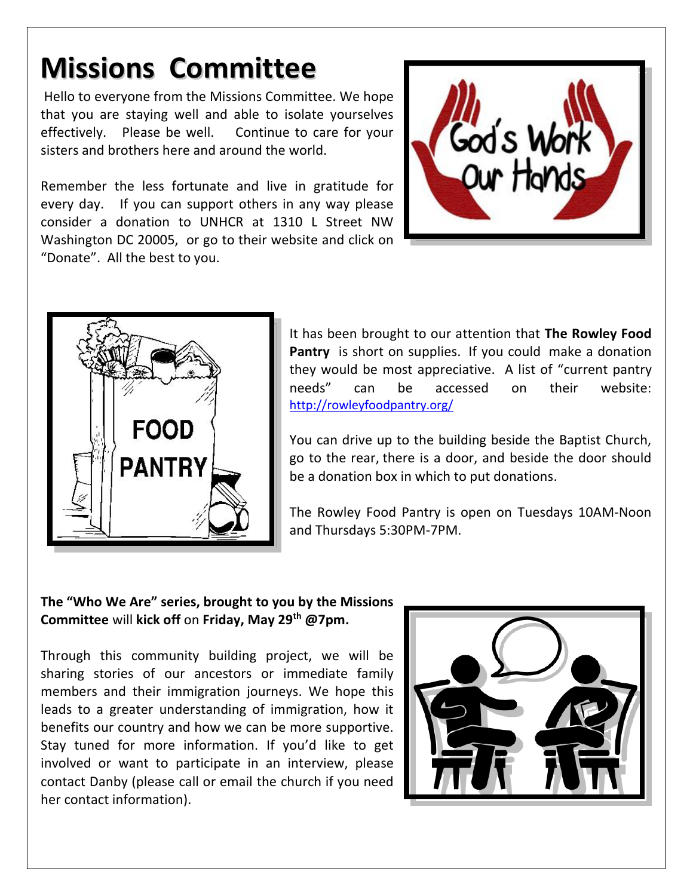# Missions Committee

Hello to everyone from the Missions Committee. We hope that you are staying well and able to isolate yourselves effectively. Please be well. Continue to care for your sisters and brothers here and around the world.

Remember the less fortunate and live in gratitude for every day. If you can support others in any way please consider a donation to UNHCR at 1310 L Street NW Washington DC 20005, or go to their website and click on "Donate". All the best to you.

It has been brought to our attention that **The Rowley Food Pantry** is short on supplies. If you could make a donation they would be most appreciative. A list of "current pantry needs" can be accessed on their website: http://rowleyfoodpantry.org/

You can drive up to the building beside the Baptist Church, go to the rear, there is a door, and beside the door should be a donation box in which to put donations.

The Rowley Food Pantry is open on Tuesdays 10AM-Noon and Thursdays 5:30PM-7PM.

**The "Who We Are" series, brought to you by the Missions Committee** will **kick off** on **Friday, May 29th @7pm.**

Through this community building project, we will be sharing stories of our ancestors or immediate family members and their immigration journeys. We hope this leads to a greater understanding of immigration, how it benefits our country and how we can be more supportive. Stay tuned for more information. If you'd like to get involved or want to participate in an interview, please contact Danby (please call or email the church if you need her contact information).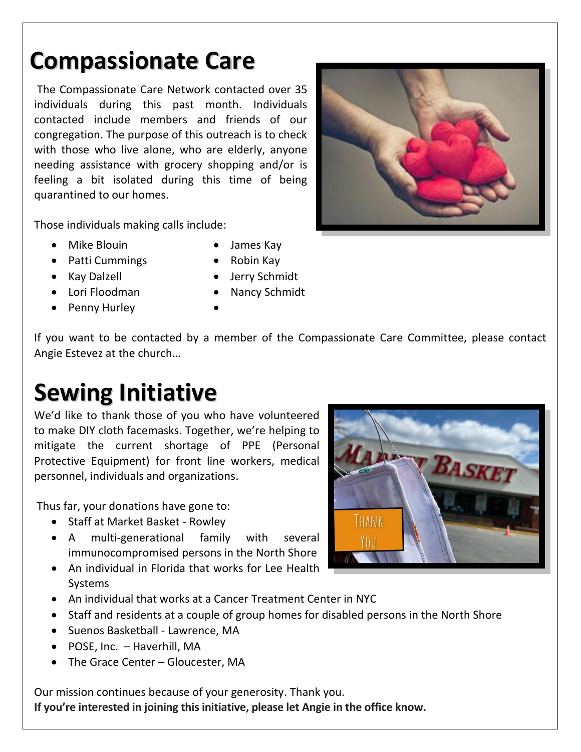# Compassionate Care

The Compassionate Care Network contacted over 35 individuals during this past month. Individuals contacted include members and friends of our congregation. The purpose of this outreach is to check with those who live alone, who are elderly, anyone needing assistance with grocery shopping and/or is feeling a bit isolated during this time of being quarantined to our homes.

Those individuals making calls include:

- Mike Blouin
- Patti Cummings
- Kay Dalzell
- Lori Floodman
- Penny Hurley
- James Kay
- Robin Kay
- Jerry Schmidt
- Nancy Schmidt

If you want to be contacted by a member of the Compassionate Care Committee, please contact Angie Estevez at the church…

# Sewing Initiative

We'd like to thank those of you who have volunteered to make DIY cloth facemasks. Together, we're helping to mitigate the current shortage of PPE (Personal Protective Equipment) for front line workers, medical personnel, individuals and organizations.

Thus far, your donations have gone to:

- Staff at Market Basket - Rowley
- A multi-generational family with several immunocompromised persons in the North Shore
- An individual in Florida that works for Lee Health Systems
- An individual that works at a Cancer Treatment Center in NYC
- Staff and residents at a couple of group homes for disabled persons in the North Shore
- Suenos Basketball - Lawrence, MA
- POSE, Inc. – Haverhill, MA
- The Grace Center – Gloucester, MA

Our mission continues because of your generosity. Thank you.
**If you're interested in joining this initiative, please let Angie in the office know.**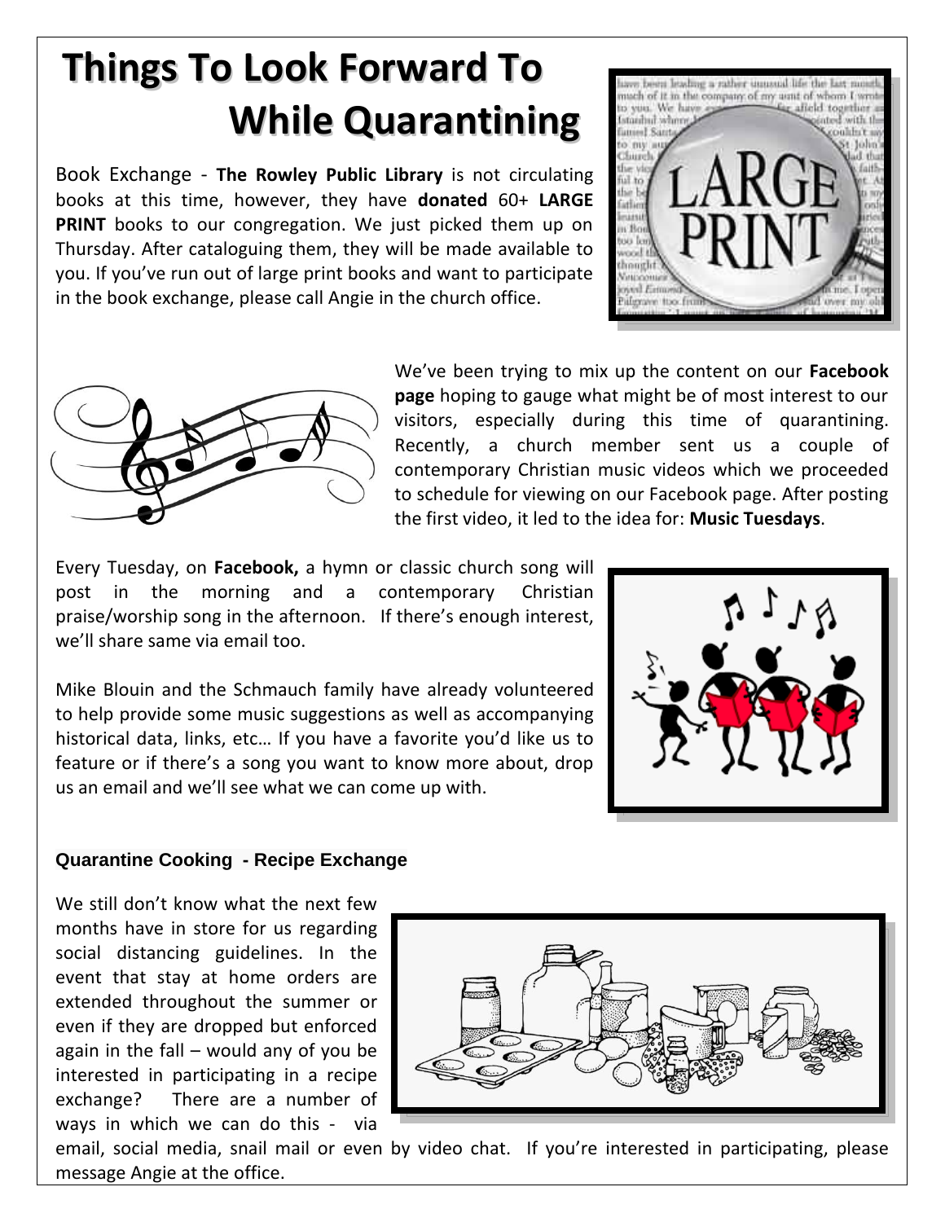# Things To Look Forward To While Quarantining

Book Exchange - **The Rowley Public Library** is not circulating books at this time, however, they have **donated** 60+ **LARGE PRINT** books to our congregation. We just picked them up on Thursday. After cataloguing them, they will be made available to you. If you've run out of large print books and want to participate in the book exchange, please call Angie in the church office.

We've been trying to mix up the content on our **Facebook page** hoping to gauge what might be of most interest to our visitors, especially during this time of quarantining. Recently, a church member sent us a couple of contemporary Christian music videos which we proceeded to schedule for viewing on our Facebook page. After posting the first video, it led to the idea for: **Music Tuesdays**.

Every Tuesday, on **Facebook,** a hymn or classic church song will post in the morning and a contemporary Christian praise/worship song in the afternoon. If there's enough interest, we'll share same via email too.

Mike Blouin and the Schmauch family have already volunteered to help provide some music suggestions as well as accompanying historical data, links, etc… If you have a favorite you'd like us to feature or if there's a song you want to know more about, drop us an email and we'll see what we can come up with.

**Quarantine Cooking - Recipe Exchange**

We still don't know what the next few months have in store for us regarding social distancing guidelines. In the event that stay at home orders are extended throughout the summer or even if they are dropped but enforced again in the fall – would any of you be interested in participating in a recipe exchange? There are a number of ways in which we can do this - via email, social media, snail mail or even by video chat. If you're interested in participating, please message Angie at the office.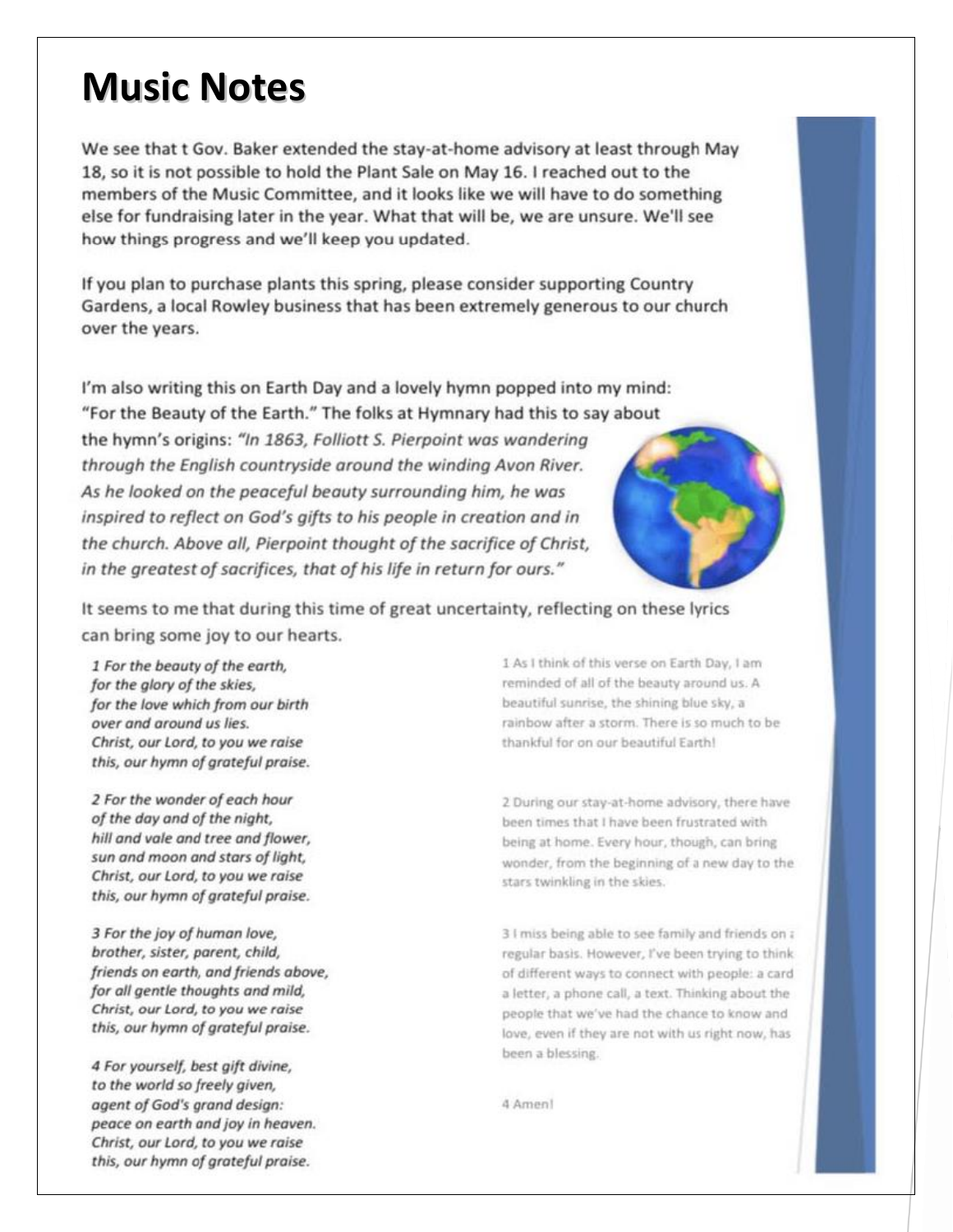# Music Notes

We see that t Gov. Baker extended the stay-at-home advisory at least through May 18, so it is not possible to hold the Plant Sale on May 16. I reached out to the members of the Music Committee, and it looks like we will have to do something else for fundraising later in the year. What that will be, we are unsure. We'll see how things progress and we'll keep you updated.

If you plan to purchase plants this spring, please consider supporting Country Gardens, a local Rowley business that has been extremely generous to our church over the years.

I'm also writing this on Earth Day and a lovely hymn popped into my mind: "For the Beauty of the Earth." The folks at Hymnary had this to say about the hymn's origins: *"In 1863, Folliott S. Pierpoint was wandering through the English countryside around the winding Avon River. As he looked on the peaceful beauty surrounding him, he was inspired to reflect on God's gifts to his people in creation and in the church. Above all, Pierpoint thought of the sacrifice of Christ, in the greatest of sacrifices, that of his life in return for ours."*

It seems to me that during this time of great uncertainty, reflecting on these lyrics can bring some joy to our hearts.

*1 For the beauty of the earth,*
*for the glory of the skies,*
*for the love which from our birth*
*over and around us lies.*
*Christ, our Lord, to you we raise*
*this, our hymn of grateful praise.*

1 As I think of this verse on Earth Day, I am reminded of all of the beauty around us. A beautiful sunrise, the shining blue sky, a rainbow after a storm. There is so much to be thankful for on our beautiful Earth!

*2 For the wonder of each hour*
*of the day and of the night,*
*hill and vale and tree and flower,*
*sun and moon and stars of light,*
*Christ, our Lord, to you we raise*
*this, our hymn of grateful praise.*

2 During our stay-at-home advisory, there have been times that I have been frustrated with being at home. Every hour, though, can bring wonder, from the beginning of a new day to the stars twinkling in the skies.

*3 For the joy of human love,*
*brother, sister, parent, child,*
*friends on earth, and friends above,*
*for all gentle thoughts and mild,*
*Christ, our Lord, to you we raise*
*this, our hymn of grateful praise.*

3 I miss being able to see family and friends on a regular basis. However, I've been trying to think of different ways to connect with people: a card a letter, a phone call, a text. Thinking about the people that we've had the chance to know and love, even if they are not with us right now, has been a blessing.

*4 For yourself, best gift divine,*
*to the world so freely given,*
*agent of God's grand design:*
*peace on earth and joy in heaven.*
*Christ, our Lord, to you we raise*
*this, our hymn of grateful praise.*

4 Amen!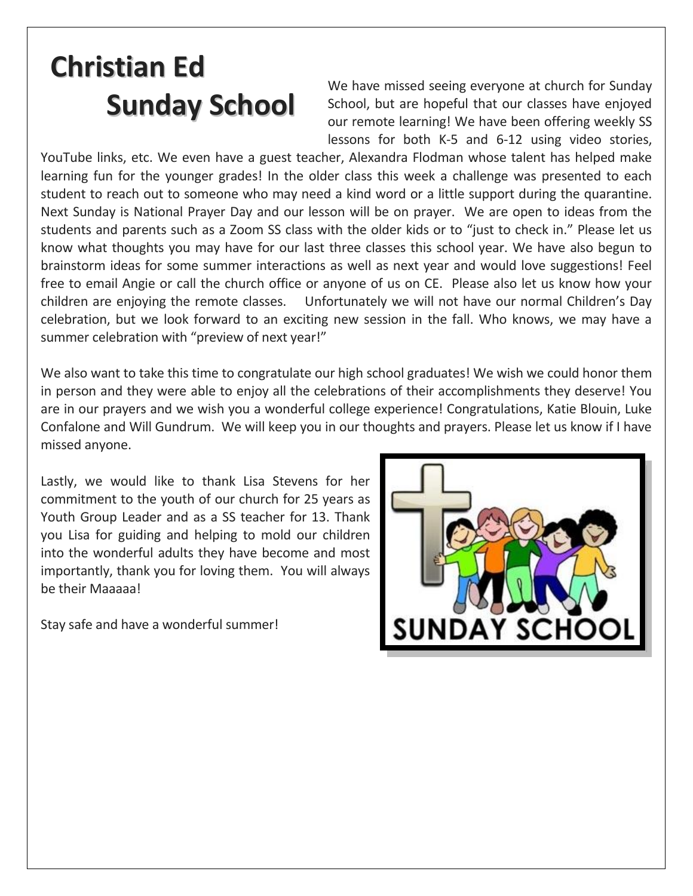# Christian Ed Sunday School

We have missed seeing everyone at church for Sunday School, but are hopeful that our classes have enjoyed our remote learning! We have been offering weekly SS lessons for both K-5 and 6-12 using video stories, YouTube links, etc. We even have a guest teacher, Alexandra Flodman whose talent has helped make learning fun for the younger grades! In the older class this week a challenge was presented to each student to reach out to someone who may need a kind word or a little support during the quarantine. Next Sunday is National Prayer Day and our lesson will be on prayer. We are open to ideas from the students and parents such as a Zoom SS class with the older kids or to "just to check in." Please let us know what thoughts you may have for our last three classes this school year. We have also begun to brainstorm ideas for some summer interactions as well as next year and would love suggestions! Feel free to email Angie or call the church office or anyone of us on CE. Please also let us know how your children are enjoying the remote classes. Unfortunately we will not have our normal Children's Day celebration, but we look forward to an exciting new session in the fall. Who knows, we may have a summer celebration with "preview of next year!"

We also want to take this time to congratulate our high school graduates! We wish we could honor them in person and they were able to enjoy all the celebrations of their accomplishments they deserve! You are in our prayers and we wish you a wonderful college experience! Congratulations, Katie Blouin, Luke Confalone and Will Gundrum. We will keep you in our thoughts and prayers. Please let us know if I have missed anyone.

Lastly, we would like to thank Lisa Stevens for her commitment to the youth of our church for 25 years as Youth Group Leader and as a SS teacher for 13. Thank you Lisa for guiding and helping to mold our children into the wonderful adults they have become and most importantly, thank you for loving them. You will always be their Maaaaa!

Stay safe and have a wonderful summer!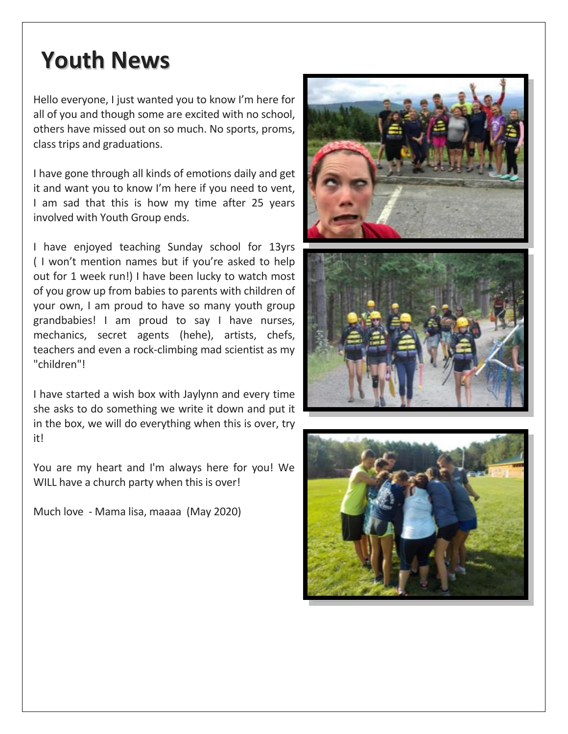# Youth News

Hello everyone, I just wanted you to know I'm here for all of you and though some are excited with no school, others have missed out on so much. No sports, proms, class trips and graduations.

I have gone through all kinds of emotions daily and get it and want you to know I'm here if you need to vent, I am sad that this is how my time after 25 years involved with Youth Group ends.

I have enjoyed teaching Sunday school for 13yrs ( I won't mention names but if you're asked to help out for 1 week run!) I have been lucky to watch most of you grow up from babies to parents with children of your own, I am proud to have so many youth group grandbabies! I am proud to say I have nurses, mechanics, secret agents (hehe), artists, chefs, teachers and even a rock-climbing mad scientist as my "children"!

I have started a wish box with Jaylynn and every time she asks to do something we write it down and put it in the box, we will do everything when this is over, try it!

You are my heart and I'm always here for you! We WILL have a church party when this is over!

Much love - Mama lisa, maaaa (May 2020)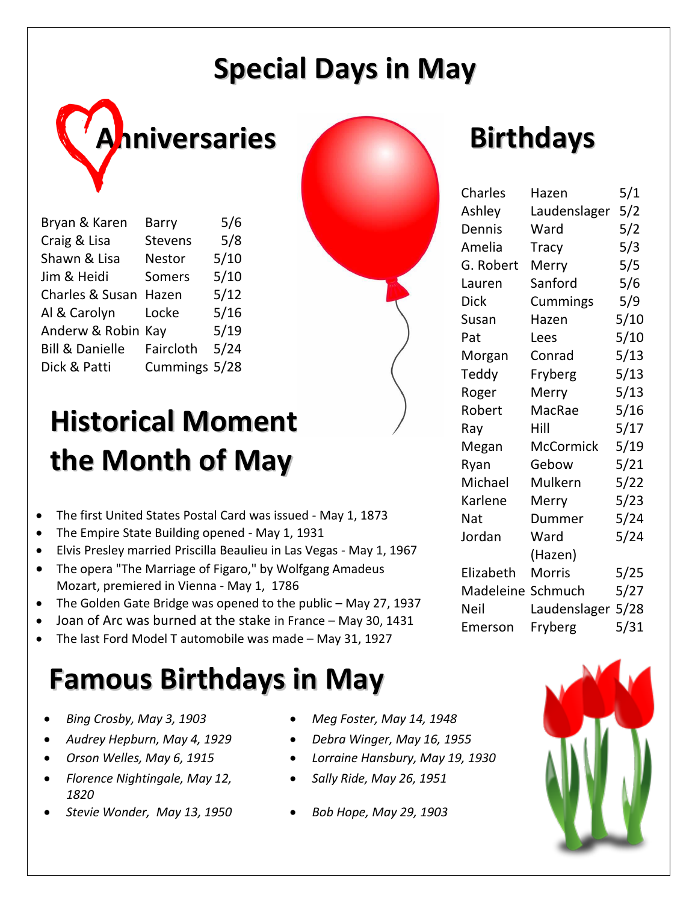# Special Days in May

## Anniversaries

| | | |
|---|---|---|
| Bryan & Karen | Barry | 5/6 |
| Craig & Lisa | Stevens | 5/8 |
| Shawn & Lisa | Nestor | 5/10 |
| Jim & Heidi | Somers | 5/10 |
| Charles & Susan | Hazen | 5/12 |
| Al & Carolyn | Locke | 5/16 |
| Anderw & Robin | Kay | 5/19 |
| Bill & Danielle | Faircloth | 5/24 |
| Dick & Patti | Cummings | 5/28 |

## Birthdays

| | | |
|---|---|---|
| Charles | Hazen | 5/1 |
| Ashley | Laudenslager | 5/2 |
| Dennis | Ward | 5/2 |
| Amelia | Tracy | 5/3 |
| G. Robert | Merry | 5/5 |
| Lauren | Sanford | 5/6 |
| Dick | Cummings | 5/9 |
| Susan | Hazen | 5/10 |
| Pat | Lees | 5/10 |
| Morgan | Conrad | 5/13 |
| Teddy | Fryberg | 5/13 |
| Roger | Merry | 5/13 |
| Robert | MacRae | 5/16 |
| Ray | Hill | 5/17 |
| Megan | McCormick | 5/19 |
| Ryan | Gebow | 5/21 |
| Michael | Mulkern | 5/22 |
| Karlene | Merry | 5/23 |
| Nat | Dummer | 5/24 |
| Jordan | Ward (Hazen) | 5/24 |
| Elizabeth | Morris | 5/25 |
| Madeleine | Schmuch | 5/27 |
| Neil | Laudenslager | 5/28 |
| Emerson | Fryberg | 5/31 |

## Historical Moment the Month of May

- The first United States Postal Card was issued - May 1, 1873
- The Empire State Building opened - May 1, 1931
- Elvis Presley married Priscilla Beaulieu in Las Vegas - May 1, 1967
- The opera "The Marriage of Figaro," by Wolfgang Amadeus Mozart, premiered in Vienna - May 1, 1786
- The Golden Gate Bridge was opened to the public – May 27, 1937
- Joan of Arc was burned at the stake in France – May 30, 1431
- The last Ford Model T automobile was made – May 31, 1927

## Famous Birthdays in May

- *Bing Crosby, May 3, 1903*
- *Audrey Hepburn, May 4, 1929*
- *Orson Welles, May 6, 1915*
- *Florence Nightingale, May 12, 1820*
- *Stevie Wonder, May 13, 1950*
- *Meg Foster, May 14, 1948*
- *Debra Winger, May 16, 1955*
- *Lorraine Hansbury, May 19, 1930*
- *Sally Ride, May 26, 1951*
- *Bob Hope, May 29, 1903*